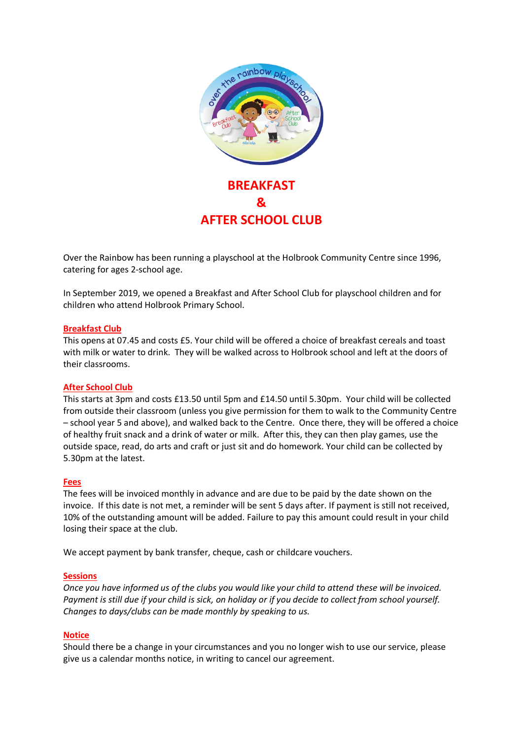# BREAKFAST
# &
# AFTER SCHOOL CLUB

Over the Rainbow has been running a playschool at the Holbrook Community Centre since 1996, catering for ages 2-school age.

In September 2019, we opened a Breakfast and After School Club for playschool children and for children who attend Holbrook Primary School.

## Breakfast Club

This opens at 07.45 and costs £5. Your child will be offered a choice of breakfast cereals and toast with milk or water to drink. They will be walked across to Holbrook school and left at the doors of their classrooms.

## After School Club

This starts at 3pm and costs £13.50 until 5pm and £14.50 until 5.30pm. Your child will be collected from outside their classroom (unless you give permission for them to walk to the Community Centre – school year 5 and above), and walked back to the Centre. Once there, they will be offered a choice of healthy fruit snack and a drink of water or milk. After this, they can then play games, use the outside space, read, do arts and craft or just sit and do homework. Your child can be collected by 5.30pm at the latest.

## Fees

The fees will be invoiced monthly in advance and are due to be paid by the date shown on the invoice. If this date is not met, a reminder will be sent 5 days after. If payment is still not received, 10% of the outstanding amount will be added. Failure to pay this amount could result in your child losing their space at the club.

We accept payment by bank transfer, cheque, cash or childcare vouchers.

## Sessions

*Once you have informed us of the clubs you would like your child to attend these will be invoiced. Payment is still due if your child is sick, on holiday or if you decide to collect from school yourself. Changes to days/clubs can be made monthly by speaking to us.*

## Notice

Should there be a change in your circumstances and you no longer wish to use our service, please give us a calendar months notice, in writing to cancel our agreement.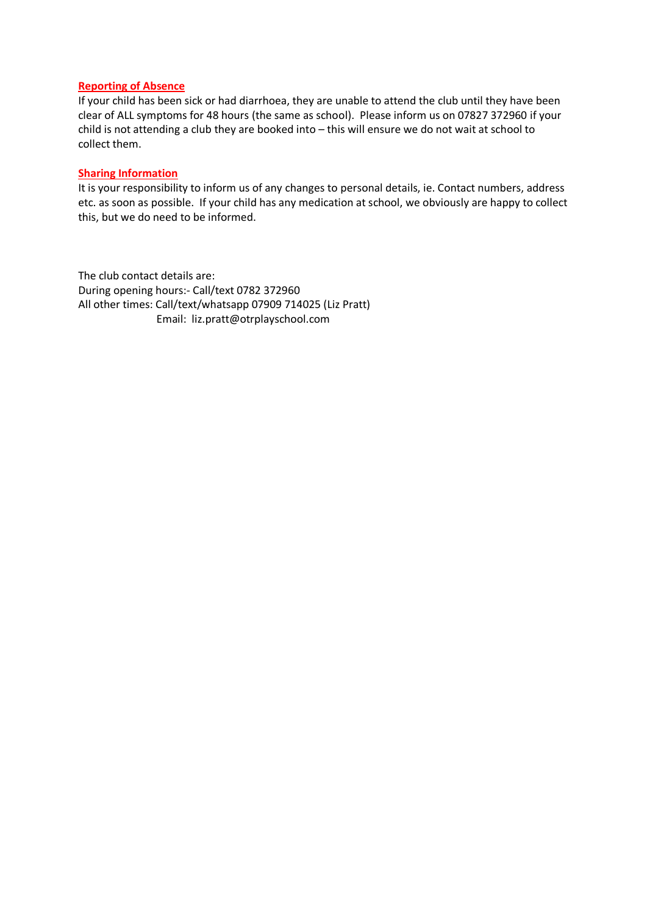**Reporting of Absence**

If your child has been sick or had diarrhoea, they are unable to attend the club until they have been clear of ALL symptoms for 48 hours (the same as school). Please inform us on 07827 372960 if your child is not attending a club they are booked into – this will ensure we do not wait at school to collect them.

**Sharing Information**

It is your responsibility to inform us of any changes to personal details, ie. Contact numbers, address etc. as soon as possible. If your child has any medication at school, we obviously are happy to collect this, but we do need to be informed.

The club contact details are:
During opening hours:- Call/text 0782 372960
All other times: Call/text/whatsapp 07909 714025 (Liz Pratt)
Email: liz.pratt@otrplayschool.com